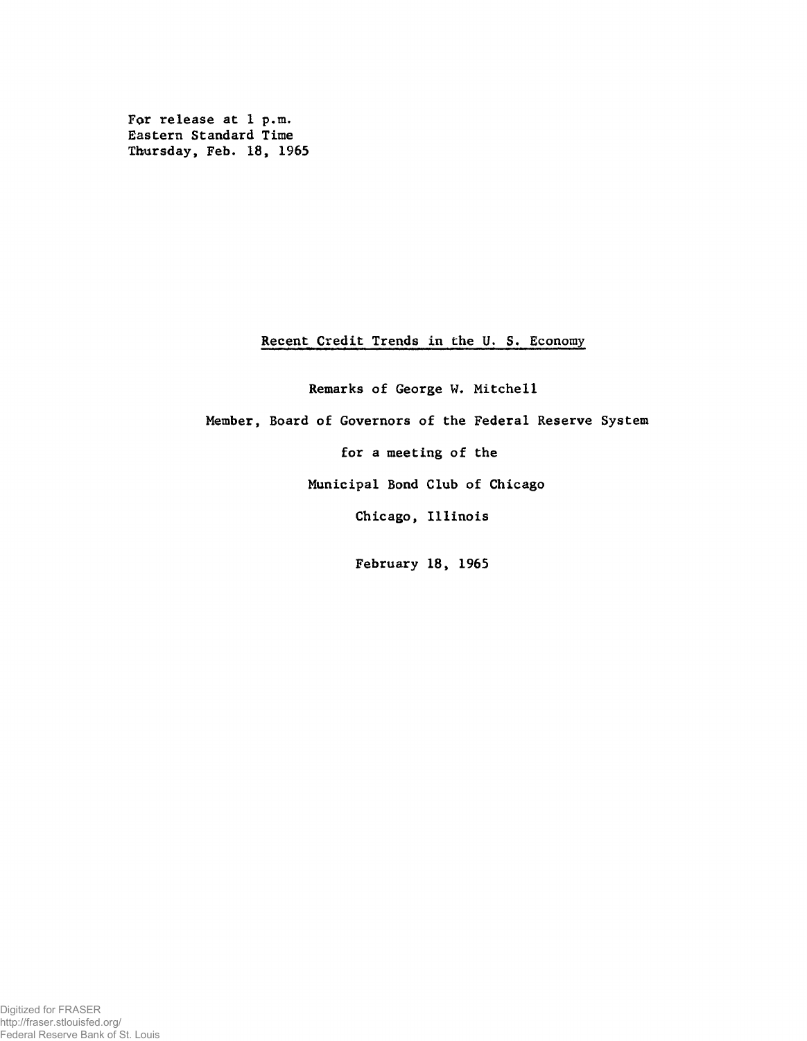For release at 1 p.m.
Eastern Standard Time
Thursday, Feb. 18, 1965

# Recent Credit Trends in the U. S. Economy

Remarks of George W. Mitchell

Member, Board of Governors of the Federal Reserve System

for a meeting of the

Municipal Bond Club of Chicago

Chicago, Illinois

February 18, 1965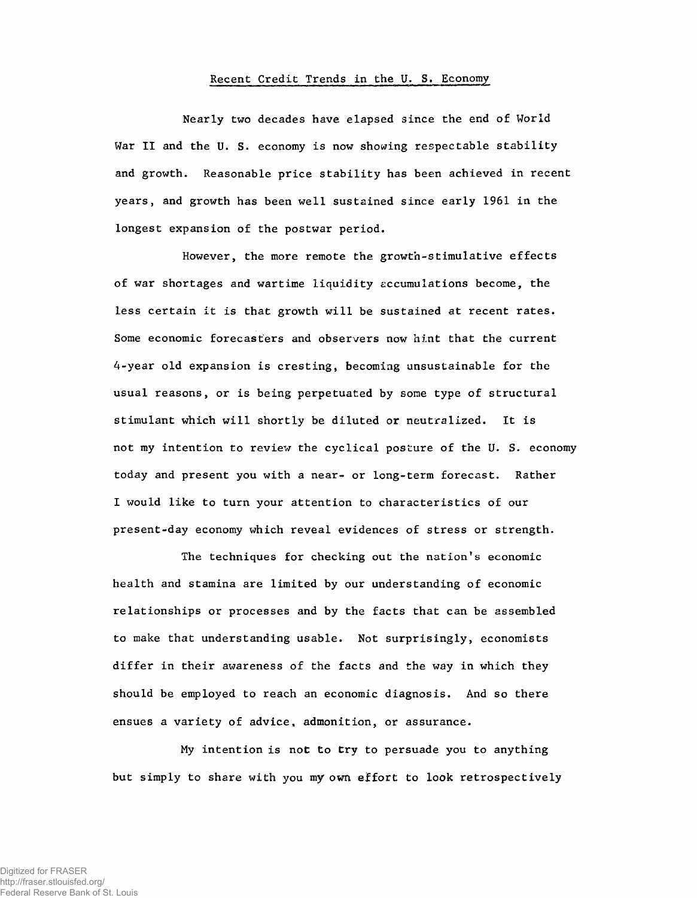## Recent Credit Trends in the U. S. Economy

Nearly two decades have elapsed since the end of World War II and the U. S. economy is now showing respectable stability and growth. Reasonable price stability has been achieved in recent years, and growth has been well sustained since early 1961 in the longest expansion of the postwar period.

However, the more remote the growth-stimulative effects of war shortages and wartime liquidity accumulations become, the less certain it is that growth will be sustained at recent rates. Some economic forecasters and observers now hint that the current 4-year old expansion is cresting, becoming unsustainable for the usual reasons, or is being perpetuated by some type of structural stimulant which will shortly be diluted or neutralized. It is not my intention to review the cyclical posture of the U. S. economy today and present you with a near- or long-term forecast. Rather I would like to turn your attention to characteristics of our present-day economy which reveal evidences of stress or strength.

The techniques for checking out the nation's economic health and stamina are limited by our understanding of economic relationships or processes and by the facts that can be assembled to make that understanding usable. Not surprisingly, economists differ in their awareness of the facts and the way in which they should be employed to reach an economic diagnosis. And so there ensues a variety of advice, admonition, or assurance.

My intention is not to try to persuade you to anything but simply to share with you my own effort to look retrospectively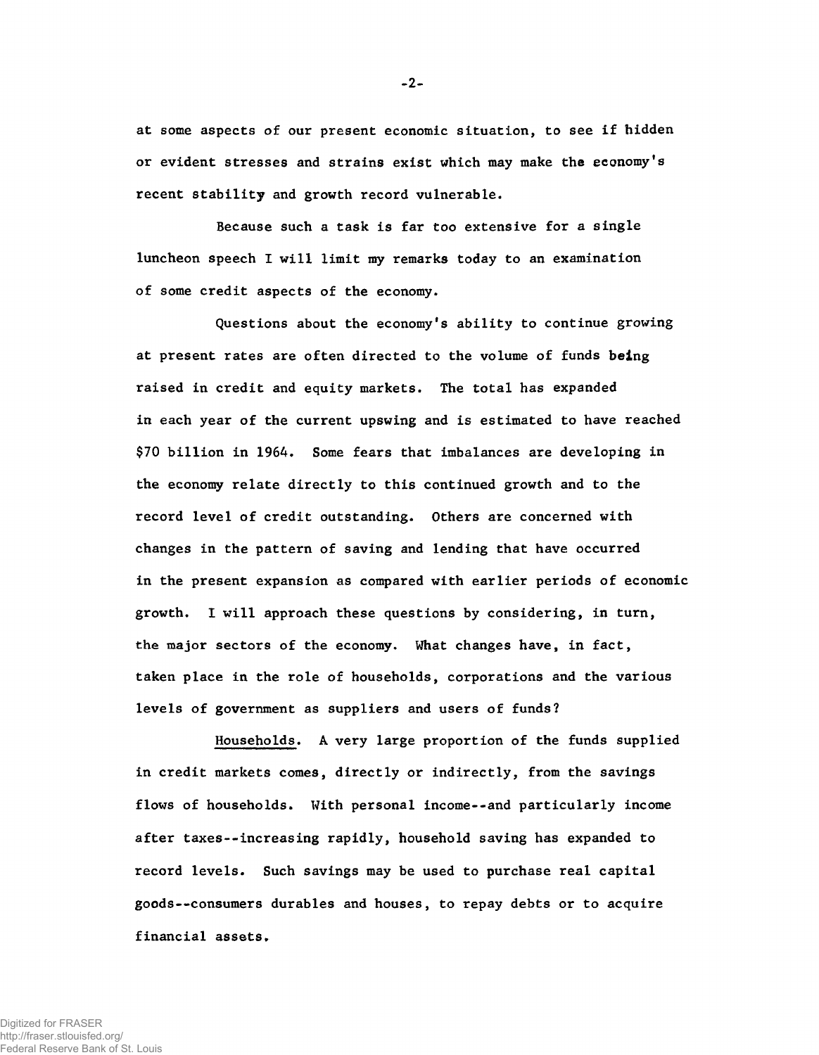at some aspects of our present economic situation, to see if hidden or evident stresses and strains exist which may make the economy's recent stability and growth record vulnerable.

Because such a task is far too extensive for a single luncheon speech I will limit my remarks today to an examination of some credit aspects of the economy.

Questions about the economy's ability to continue growing at present rates are often directed to the volume of funds being raised in credit and equity markets. The total has expanded in each year of the current upswing and is estimated to have reached $70 billion in 1964. Some fears that imbalances are developing in the economy relate directly to this continued growth and to the record level of credit outstanding. Others are concerned with changes in the pattern of saving and lending that have occurred in the present expansion as compared with earlier periods of economic growth. I will approach these questions by considering, in turn, the major sectors of the economy. What changes have, in fact, taken place in the role of households, corporations and the various levels of government as suppliers and users of funds?

<u>Households</u>. A very large proportion of the funds supplied in credit markets comes, directly or indirectly, from the savings flows of households. With personal income--and particularly income after taxes--increasing rapidly, household saving has expanded to record levels. Such savings may be used to purchase real capital goods--consumers durables and houses, to repay debts or to acquire financial assets.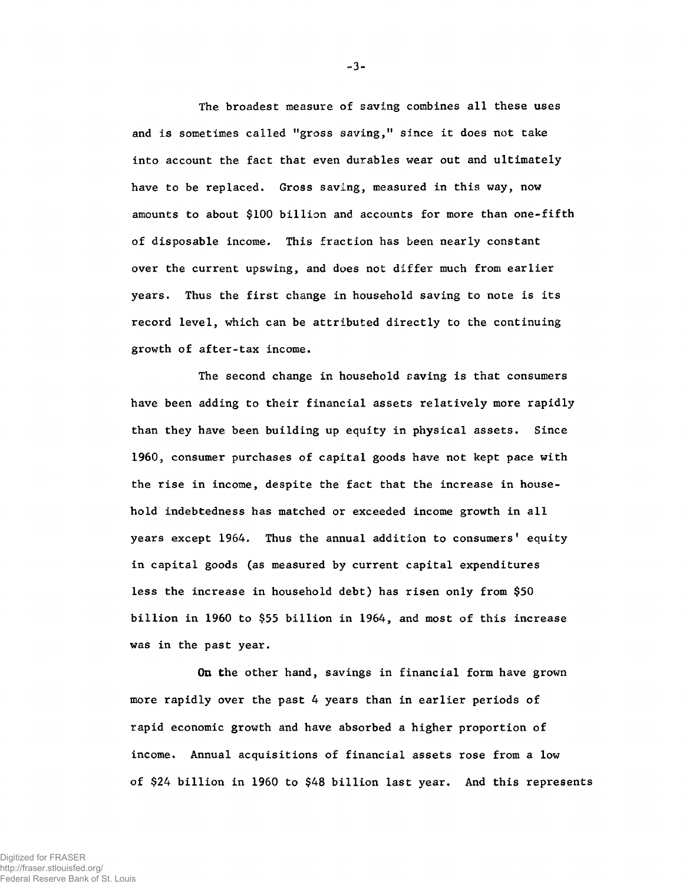The broadest measure of saving combines all these uses and is sometimes called "gross saving," since it does not take into account the fact that even durables wear out and ultimately have to be replaced. Gross saving, measured in this way, now amounts to about $100 billion and accounts for more than one-fifth of disposable income. This fraction has been nearly constant over the current upswing, and does not differ much from earlier years. Thus the first change in household saving to note is its record level, which can be attributed directly to the continuing growth of after-tax income.

The second change in household saving is that consumers have been adding to their financial assets relatively more rapidly than they have been building up equity in physical assets. Since 1960, consumer purchases of capital goods have not kept pace with the rise in income, despite the fact that the increase in household indebtedness has matched or exceeded income growth in all years except 1964. Thus the annual addition to consumers' equity in capital goods (as measured by current capital expenditures less the increase in household debt) has risen only from $50 billion in 1960 to $55 billion in 1964, and most of this increase was in the past year.

On the other hand, savings in financial form have grown more rapidly over the past 4 years than in earlier periods of rapid economic growth and have absorbed a higher proportion of income. Annual acquisitions of financial assets rose from a low of $24 billion in 1960 to $48 billion last year. And this represents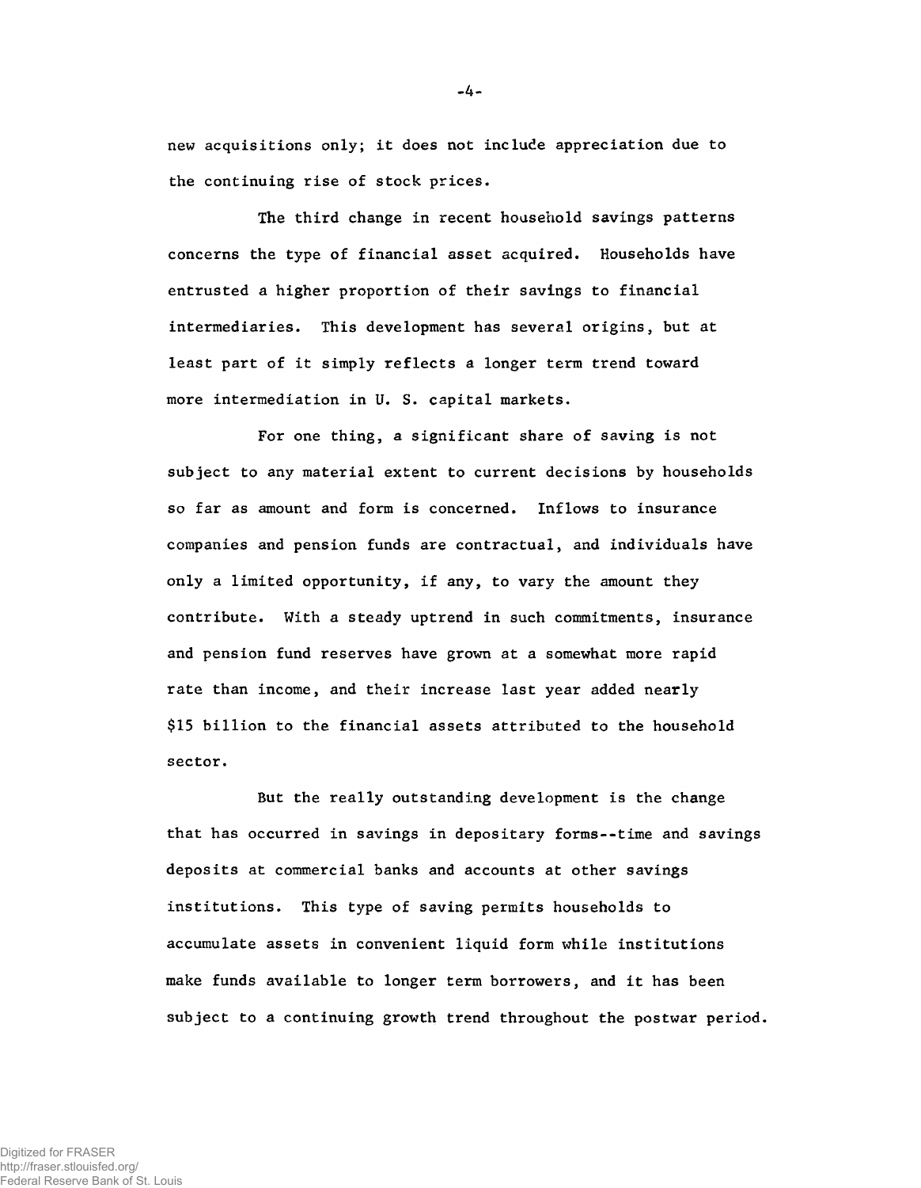new acquisitions only; it does not include appreciation due to the continuing rise of stock prices.

The third change in recent household savings patterns concerns the type of financial asset acquired. Households have entrusted a higher proportion of their savings to financial intermediaries. This development has several origins, but at least part of it simply reflects a longer term trend toward more intermediation in U. S. capital markets.

For one thing, a significant share of saving is not subject to any material extent to current decisions by households so far as amount and form is concerned. Inflows to insurance companies and pension funds are contractual, and individuals have only a limited opportunity, if any, to vary the amount they contribute. With a steady uptrend in such commitments, insurance and pension fund reserves have grown at a somewhat more rapid rate than income, and their increase last year added nearly $15 billion to the financial assets attributed to the household sector.

But the really outstanding development is the change that has occurred in savings in depositary forms--time and savings deposits at commercial banks and accounts at other savings institutions. This type of saving permits households to accumulate assets in convenient liquid form while institutions make funds available to longer term borrowers, and it has been subject to a continuing growth trend throughout the postwar period.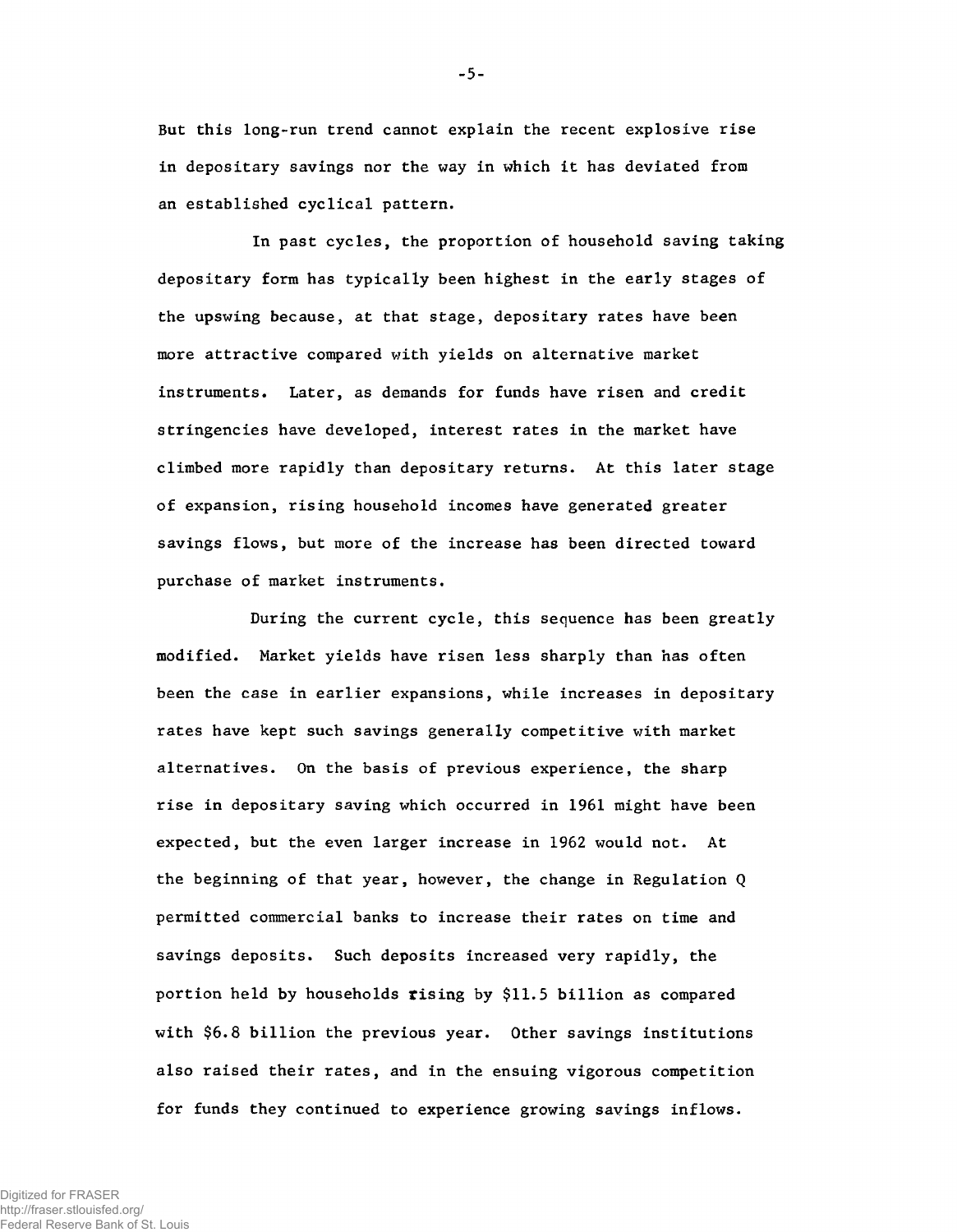But this long-run trend cannot explain the recent explosive rise in depositary savings nor the way in which it has deviated from an established cyclical pattern.

In past cycles, the proportion of household saving taking depositary form has typically been highest in the early stages of the upswing because, at that stage, depositary rates have been more attractive compared with yields on alternative market instruments. Later, as demands for funds have risen and credit stringencies have developed, interest rates in the market have climbed more rapidly than depositary returns. At this later stage of expansion, rising household incomes have generated greater savings flows, but more of the increase has been directed toward purchase of market instruments.

During the current cycle, this sequence has been greatly modified. Market yields have risen less sharply than has often been the case in earlier expansions, while increases in depositary rates have kept such savings generally competitive with market alternatives. On the basis of previous experience, the sharp rise in depositary saving which occurred in 1961 might have been expected, but the even larger increase in 1962 would not. At the beginning of that year, however, the change in Regulation Q permitted commercial banks to increase their rates on time and savings deposits. Such deposits increased very rapidly, the portion held by households rising by $11.5 billion as compared with $6.8 billion the previous year. Other savings institutions also raised their rates, and in the ensuing vigorous competition for funds they continued to experience growing savings inflows.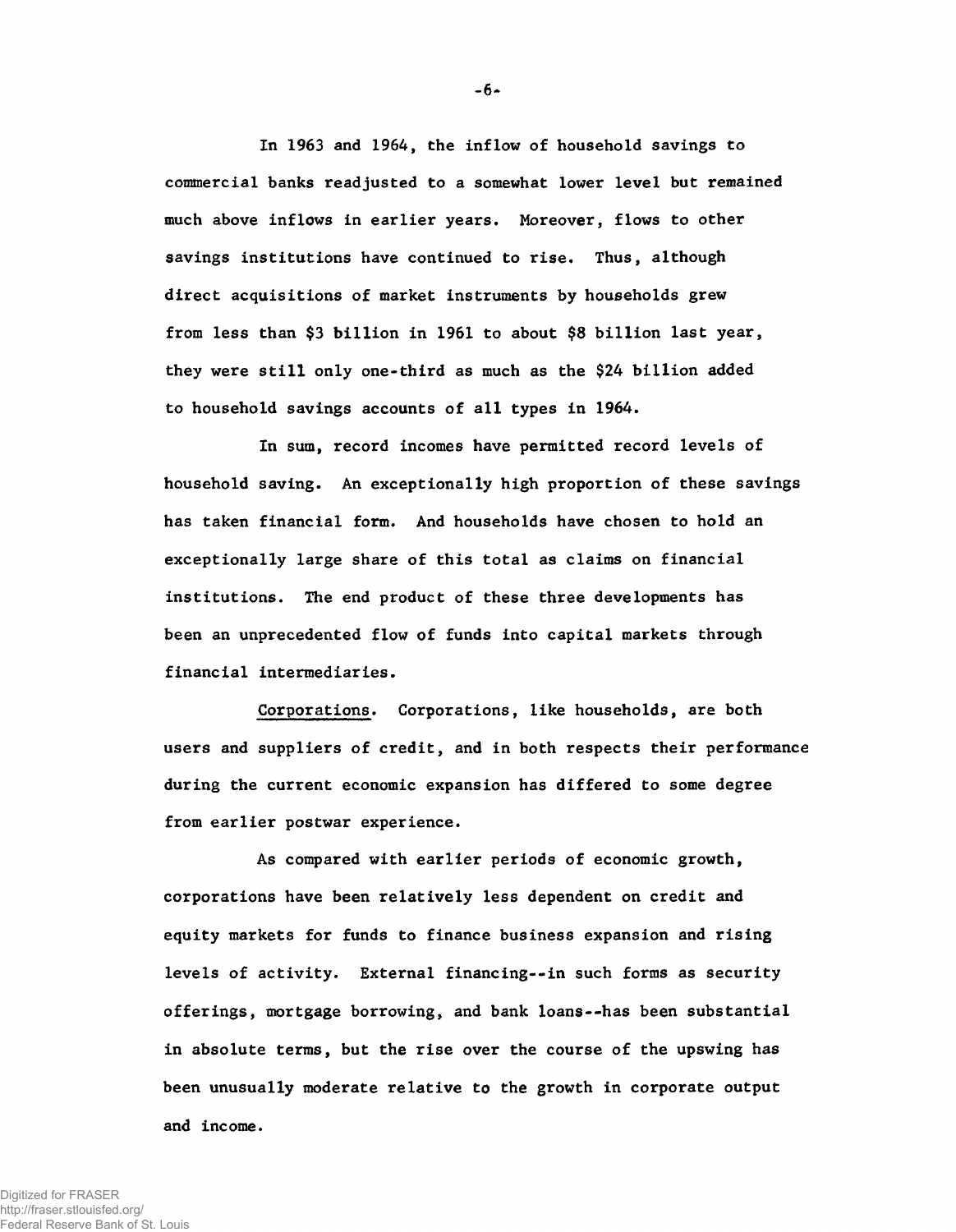In 1963 and 1964, the inflow of household savings to commercial banks readjusted to a somewhat lower level but remained much above inflows in earlier years. Moreover, flows to other savings institutions have continued to rise. Thus, although direct acquisitions of market instruments by households grew from less than $3 billion in 1961 to about $8 billion last year, they were still only one-third as much as the $24 billion added to household savings accounts of all types in 1964.

In sum, record incomes have permitted record levels of household saving. An exceptionally high proportion of these savings has taken financial form. And households have chosen to hold an exceptionally large share of this total as claims on financial institutions. The end product of these three developments has been an unprecedented flow of funds into capital markets through financial intermediaries.

Corporations. Corporations, like households, are both users and suppliers of credit, and in both respects their performance during the current economic expansion has differed to some degree from earlier postwar experience.

As compared with earlier periods of economic growth, corporations have been relatively less dependent on credit and equity markets for funds to finance business expansion and rising levels of activity. External financing--in such forms as security offerings, mortgage borrowing, and bank loans--has been substantial in absolute terms, but the rise over the course of the upswing has been unusually moderate relative to the growth in corporate output and income.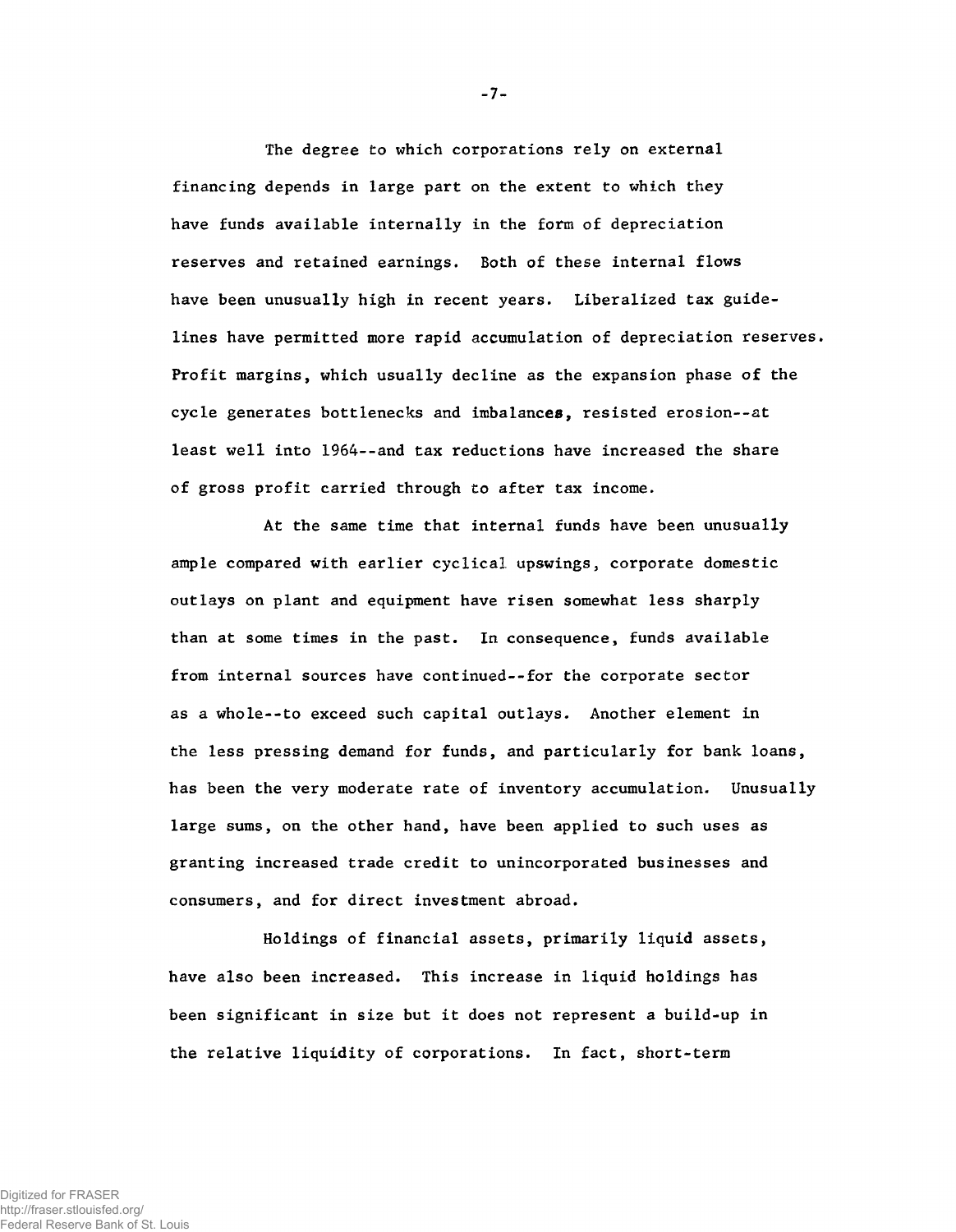The degree to which corporations rely on external financing depends in large part on the extent to which they have funds available internally in the form of depreciation reserves and retained earnings. Both of these internal flows have been unusually high in recent years. Liberalized tax guidelines have permitted more rapid accumulation of depreciation reserves. Profit margins, which usually decline as the expansion phase of the cycle generates bottlenecks and imbalances, resisted erosion--at least well into 1964--and tax reductions have increased the share of gross profit carried through to after tax income.

At the same time that internal funds have been unusually ample compared with earlier cyclical upswings, corporate domestic outlays on plant and equipment have risen somewhat less sharply than at some times in the past. In consequence, funds available from internal sources have continued--for the corporate sector as a whole--to exceed such capital outlays. Another element in the less pressing demand for funds, and particularly for bank loans, has been the very moderate rate of inventory accumulation. Unusually large sums, on the other hand, have been applied to such uses as granting increased trade credit to unincorporated businesses and consumers, and for direct investment abroad.

Holdings of financial assets, primarily liquid assets, have also been increased. This increase in liquid holdings has been significant in size but it does not represent a build-up in the relative liquidity of corporations. In fact, short-term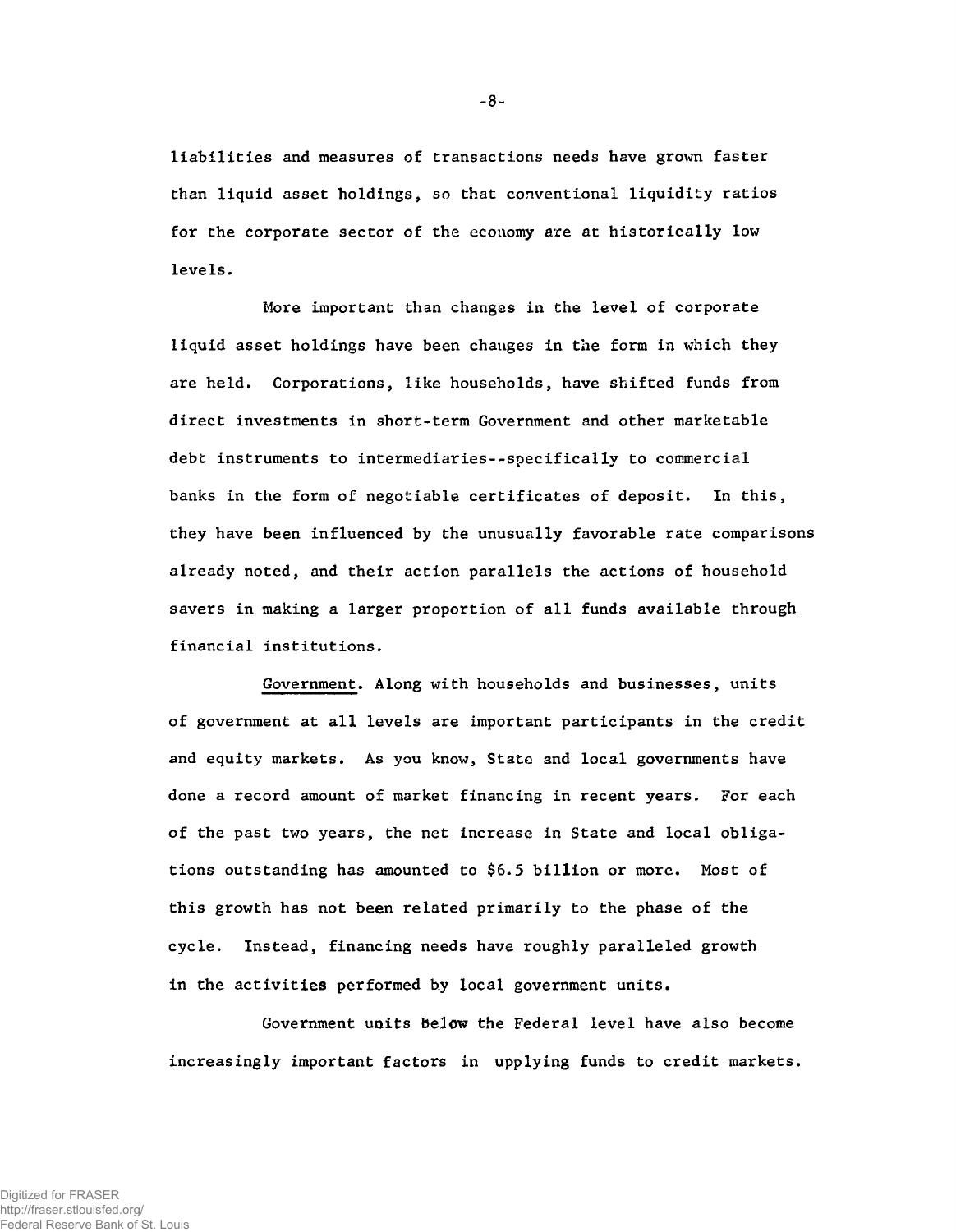liabilities and measures of transactions needs have grown faster than liquid asset holdings, so that conventional liquidity ratios for the corporate sector of the economy are at historically low levels.

More important than changes in the level of corporate liquid asset holdings have been changes in the form in which they are held. Corporations, like households, have shifted funds from direct investments in short-term Government and other marketable debt instruments to intermediaries--specifically to commercial banks in the form of negotiable certificates of deposit. In this, they have been influenced by the unusually favorable rate comparisons already noted, and their action parallels the actions of household savers in making a larger proportion of all funds available through financial institutions.

Government. Along with households and businesses, units of government at all levels are important participants in the credit and equity markets. As you know, State and local governments have done a record amount of market financing in recent years. For each of the past two years, the net increase in State and local obligations outstanding has amounted to $6.5 billion or more. Most of this growth has not been related primarily to the phase of the cycle. Instead, financing needs have roughly paralleled growth in the activities performed by local government units.

Government units below the Federal level have also become increasingly important factors in upplying funds to credit markets.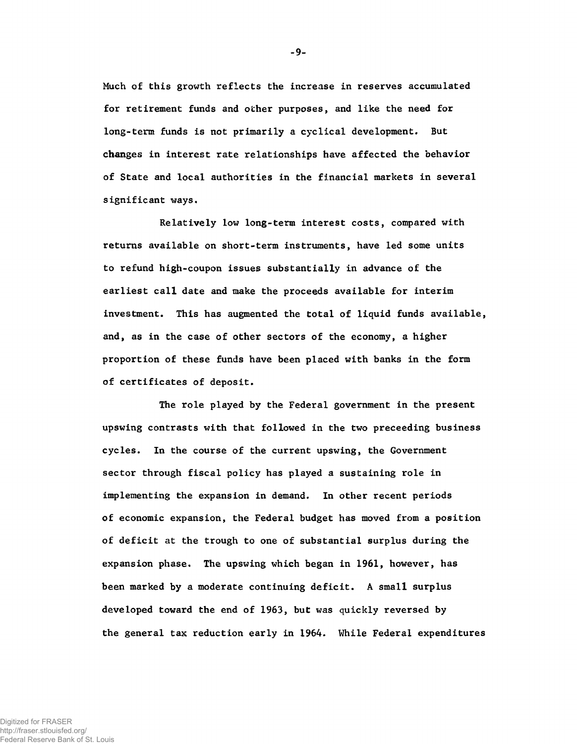Much of this growth reflects the increase in reserves accumulated for retirement funds and other purposes, and like the need for long-term funds is not primarily a cyclical development. But changes in interest rate relationships have affected the behavior of State and local authorities in the financial markets in several significant ways.

Relatively low long-term interest costs, compared with returns available on short-term instruments, have led some units to refund high-coupon issues substantially in advance of the earliest call date and make the proceeds available for interim investment. This has augmented the total of liquid funds available, and, as in the case of other sectors of the economy, a higher proportion of these funds have been placed with banks in the form of certificates of deposit.

The role played by the Federal government in the present upswing contrasts with that followed in the two preceeding business cycles. In the course of the current upswing, the Government sector through fiscal policy has played a sustaining role in implementing the expansion in demand. In other recent periods of economic expansion, the Federal budget has moved from a position of deficit at the trough to one of substantial surplus during the expansion phase. The upswing which began in 1961, however, has been marked by a moderate continuing deficit. A small surplus developed toward the end of 1963, but was quickly reversed by the general tax reduction early in 1964. While Federal expenditures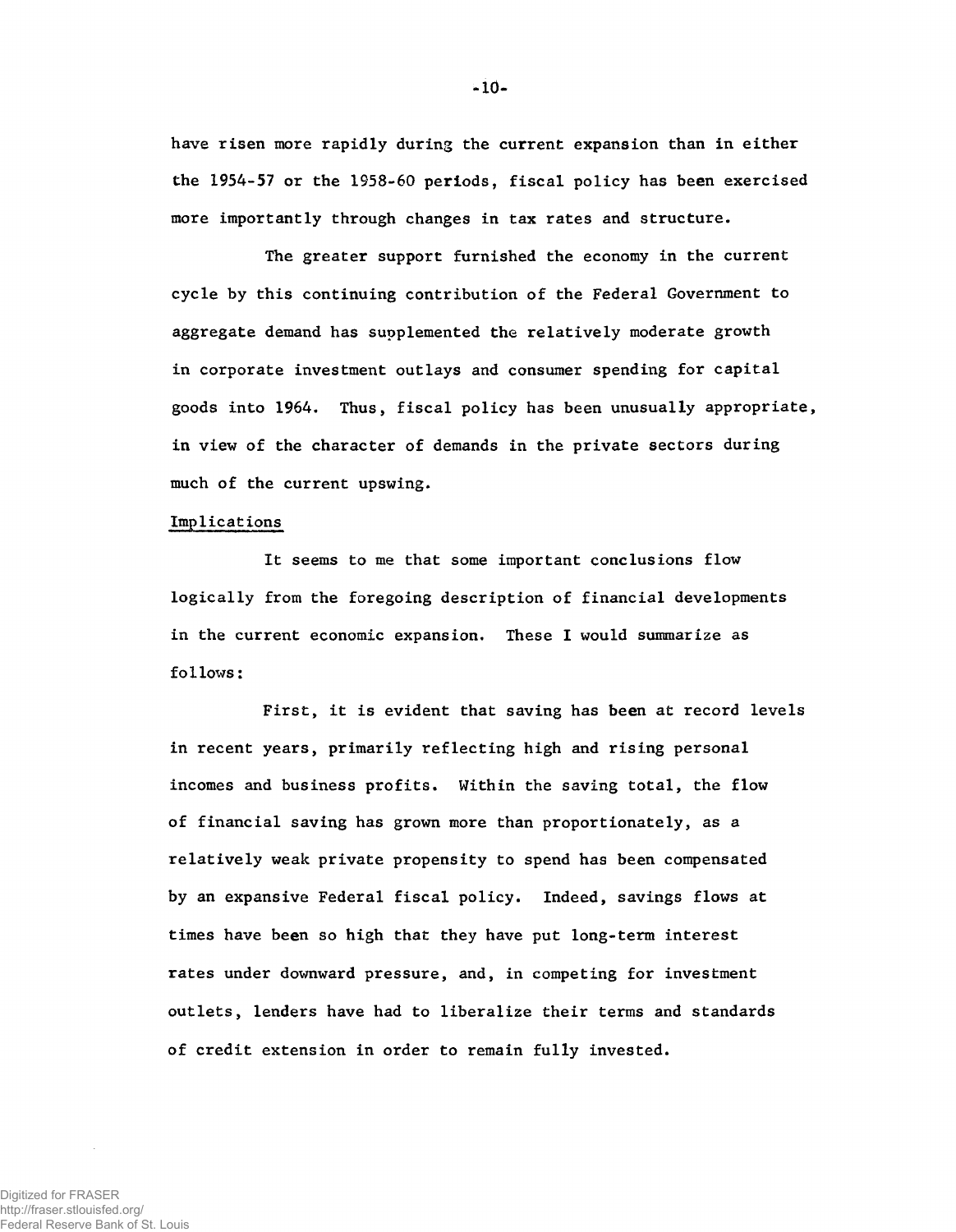have risen more rapidly during the current expansion than in either the 1954-57 or the 1958-60 periods, fiscal policy has been exercised more importantly through changes in tax rates and structure.

The greater support furnished the economy in the current cycle by this continuing contribution of the Federal Government to aggregate demand has supplemented the relatively moderate growth in corporate investment outlays and consumer spending for capital goods into 1964. Thus, fiscal policy has been unusually appropriate, in view of the character of demands in the private sectors during much of the current upswing.

## Implications

It seems to me that some important conclusions flow logically from the foregoing description of financial developments in the current economic expansion. These I would summarize as follows:

First, it is evident that saving has been at record levels in recent years, primarily reflecting high and rising personal incomes and business profits. Within the saving total, the flow of financial saving has grown more than proportionately, as a relatively weak private propensity to spend has been compensated by an expansive Federal fiscal policy. Indeed, savings flows at times have been so high that they have put long-term interest rates under downward pressure, and, in competing for investment outlets, lenders have had to liberalize their terms and standards of credit extension in order to remain fully invested.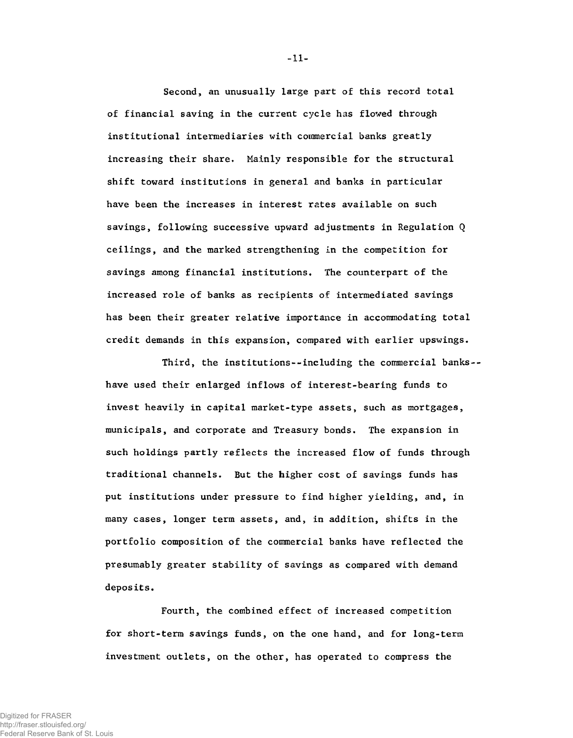Second, an unusually large part of this record total of financial saving in the current cycle has flowed through institutional intermediaries with commercial banks greatly increasing their share. Mainly responsible for the structural shift toward institutions in general and banks in particular have been the increases in interest rates available on such savings, following successive upward adjustments in Regulation Q ceilings, and the marked strengthening in the competition for savings among financial institutions. The counterpart of the increased role of banks as recipients of intermediated savings has been their greater relative importance in accommodating total credit demands in this expansion, compared with earlier upswings.

Third, the institutions--including the commercial banks--have used their enlarged inflows of interest-bearing funds to invest heavily in capital market-type assets, such as mortgages, municipals, and corporate and Treasury bonds. The expansion in such holdings partly reflects the increased flow of funds through traditional channels. But the higher cost of savings funds has put institutions under pressure to find higher yielding, and, in many cases, longer term assets, and, in addition, shifts in the portfolio composition of the commercial banks have reflected the presumably greater stability of savings as compared with demand deposits.

Fourth, the combined effect of increased competition for short-term savings funds, on the one hand, and for long-term investment outlets, on the other, has operated to compress the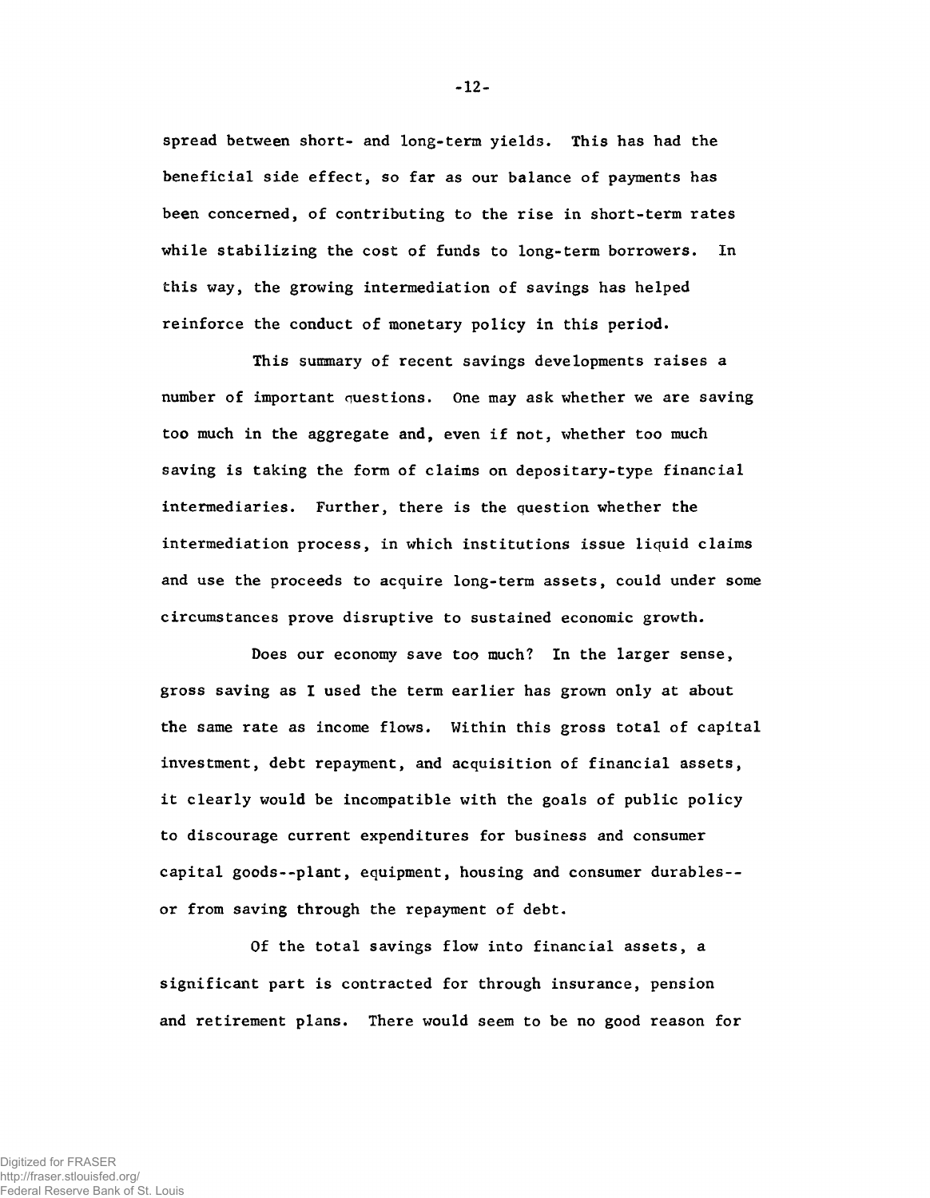spread between short- and long-term yields. This has had the beneficial side effect, so far as our balance of payments has been concerned, of contributing to the rise in short-term rates while stabilizing the cost of funds to long-term borrowers. In this way, the growing intermediation of savings has helped reinforce the conduct of monetary policy in this period.

This summary of recent savings developments raises a number of important questions. One may ask whether we are saving too much in the aggregate and, even if not, whether too much saving is taking the form of claims on depositary-type financial intermediaries. Further, there is the question whether the intermediation process, in which institutions issue liquid claims and use the proceeds to acquire long-term assets, could under some circumstances prove disruptive to sustained economic growth.

Does our economy save too much? In the larger sense, gross saving as I used the term earlier has grown only at about the same rate as income flows. Within this gross total of capital investment, debt repayment, and acquisition of financial assets, it clearly would be incompatible with the goals of public policy to discourage current expenditures for business and consumer capital goods--plant, equipment, housing and consumer durables--or from saving through the repayment of debt.

Of the total savings flow into financial assets, a significant part is contracted for through insurance, pension and retirement plans. There would seem to be no good reason for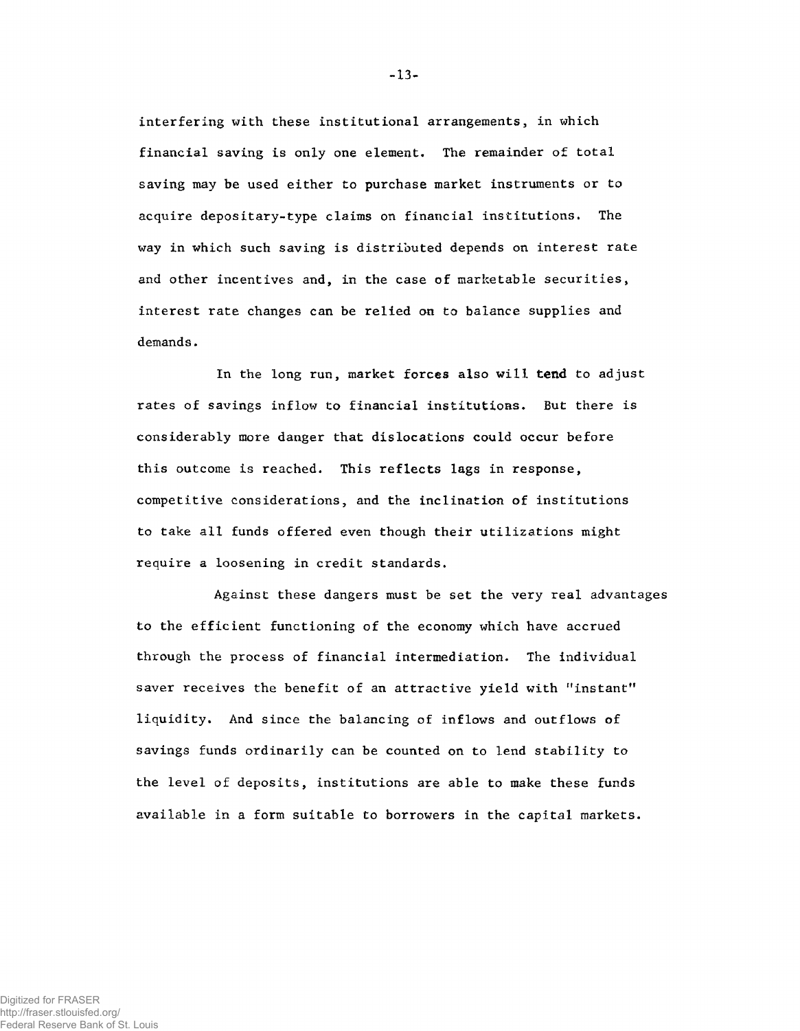interfering with these institutional arrangements, in which financial saving is only one element. The remainder of total saving may be used either to purchase market instruments or to acquire depositary-type claims on financial institutions. The way in which such saving is distributed depends on interest rate and other incentives and, in the case of marketable securities, interest rate changes can be relied on to balance supplies and demands.

In the long run, market forces also will tend to adjust rates of savings inflow to financial institutions. But there is considerably more danger that dislocations could occur before this outcome is reached. This reflects lags in response, competitive considerations, and the inclination of institutions to take all funds offered even though their utilizations might require a loosening in credit standards.

Against these dangers must be set the very real advantages to the efficient functioning of the economy which have accrued through the process of financial intermediation. The individual saver receives the benefit of an attractive yield with "instant" liquidity. And since the balancing of inflows and outflows of savings funds ordinarily can be counted on to lend stability to the level of deposits, institutions are able to make these funds available in a form suitable to borrowers in the capital markets.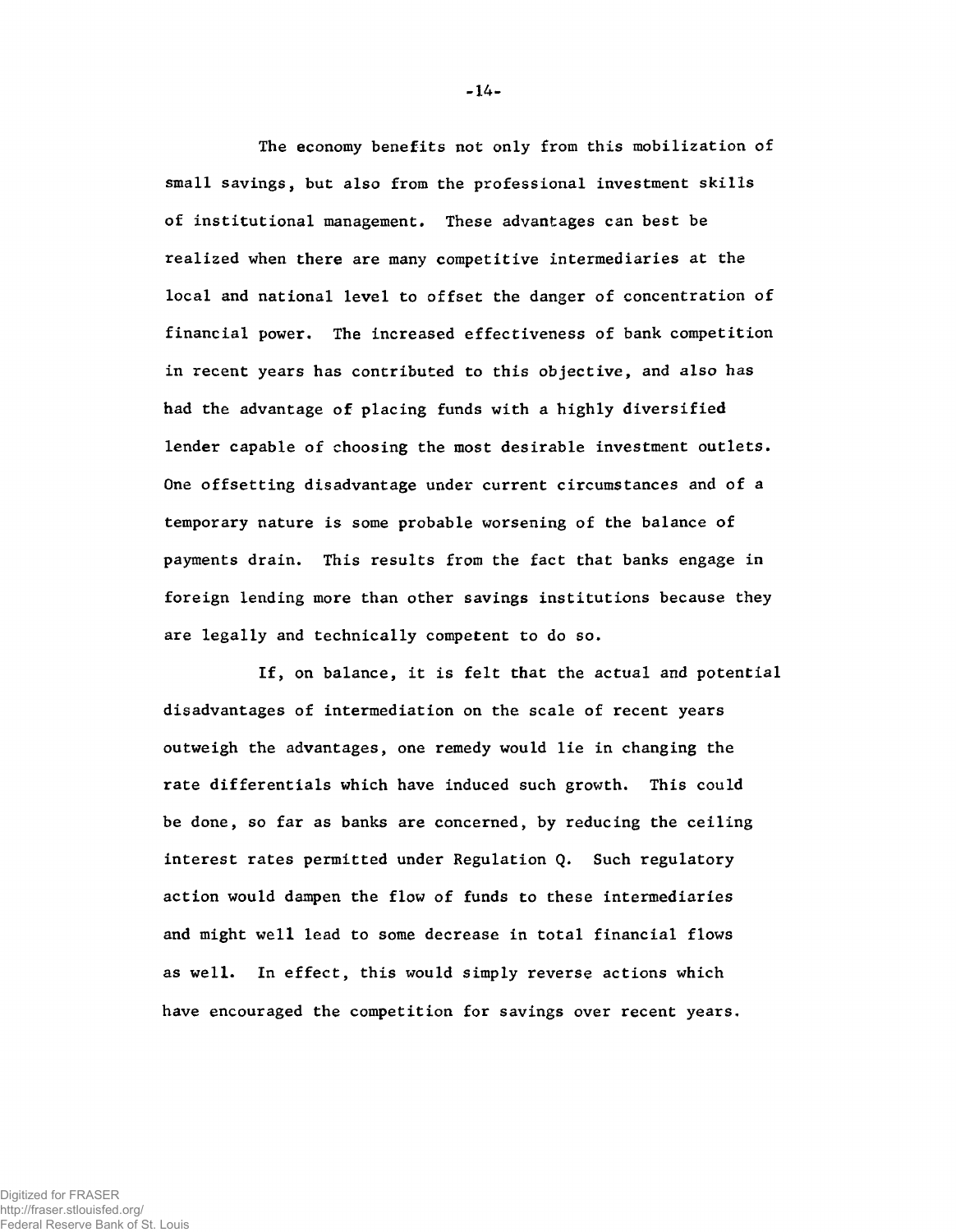The economy benefits not only from this mobilization of small savings, but also from the professional investment skills of institutional management. These advantages can best be realized when there are many competitive intermediaries at the local and national level to offset the danger of concentration of financial power. The increased effectiveness of bank competition in recent years has contributed to this objective, and also has had the advantage of placing funds with a highly diversified lender capable of choosing the most desirable investment outlets. One offsetting disadvantage under current circumstances and of a temporary nature is some probable worsening of the balance of payments drain. This results from the fact that banks engage in foreign lending more than other savings institutions because they are legally and technically competent to do so.

If, on balance, it is felt that the actual and potential disadvantages of intermediation on the scale of recent years outweigh the advantages, one remedy would lie in changing the rate differentials which have induced such growth. This could be done, so far as banks are concerned, by reducing the ceiling interest rates permitted under Regulation Q. Such regulatory action would dampen the flow of funds to these intermediaries and might well lead to some decrease in total financial flows as well. In effect, this would simply reverse actions which have encouraged the competition for savings over recent years.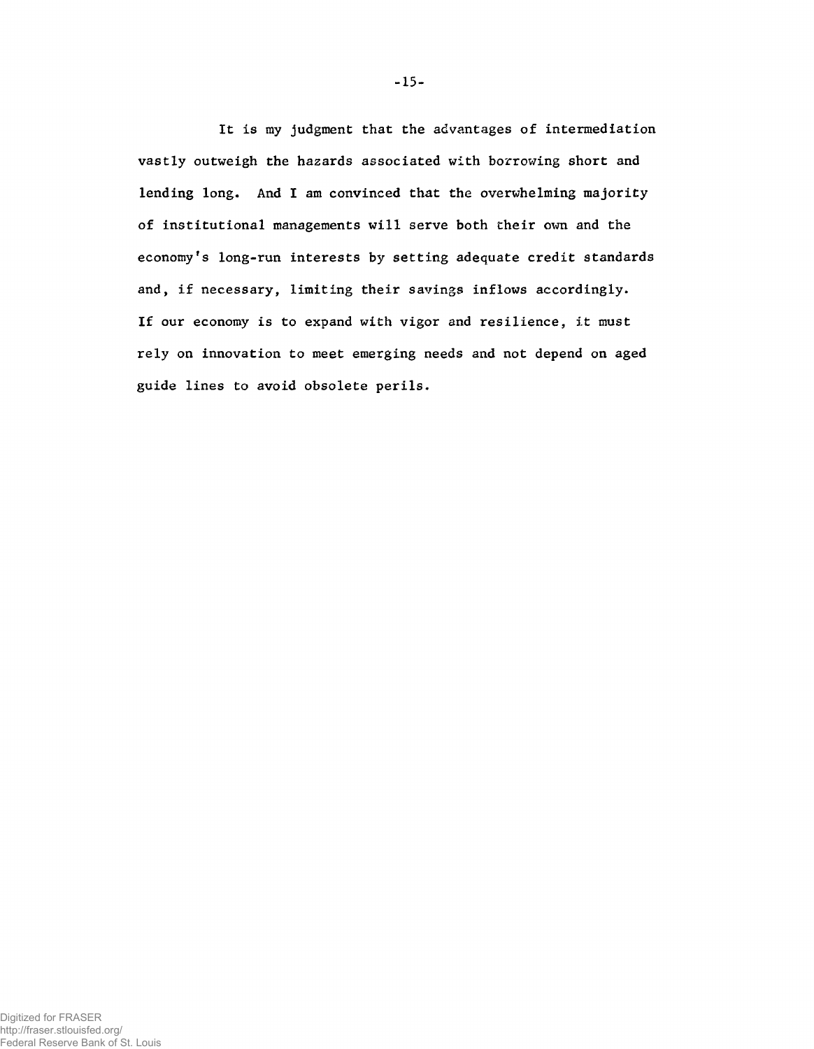It is my judgment that the advantages of intermediation vastly outweigh the hazards associated with borrowing short and lending long. And I am convinced that the overwhelming majority of institutional managements will serve both their own and the economy's long-run interests by setting adequate credit standards and, if necessary, limiting their savings inflows accordingly. If our economy is to expand with vigor and resilience, it must rely on innovation to meet emerging needs and not depend on aged guide lines to avoid obsolete perils.